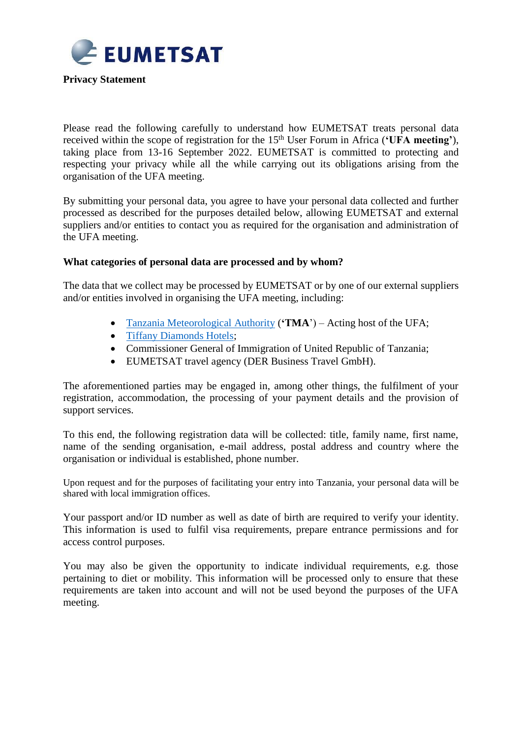EUMETSAT

**Privacy Statement**

Please read the following carefully to understand how EUMETSAT treats personal data received within the scope of registration for the 15th User Forum in Africa (**'UFA meeting'**), taking place from 13-16 September 2022. EUMETSAT is committed to protecting and respecting your privacy while all the while carrying out its obligations arising from the organisation of the UFA meeting.

By submitting your personal data, you agree to have your personal data collected and further processed as described for the purposes detailed below, allowing EUMETSAT and external suppliers and/or entities to contact you as required for the organisation and administration of the UFA meeting.

**What categories of personal data are processed and by whom?**

The data that we collect may be processed by EUMETSAT or by one of our external suppliers and/or entities involved in organising the UFA meeting, including:

- Tanzania Meteorological Authority (**'TMA'**) – Acting host of the UFA;
- Tiffany Diamonds Hotels;
- Commissioner General of Immigration of United Republic of Tanzania;
- EUMETSAT travel agency (DER Business Travel GmbH).

The aforementioned parties may be engaged in, among other things, the fulfilment of your registration, accommodation, the processing of your payment details and the provision of support services.

To this end, the following registration data will be collected: title, family name, first name, name of the sending organisation, e-mail address, postal address and country where the organisation or individual is established, phone number.

Upon request and for the purposes of facilitating your entry into Tanzania, your personal data will be shared with local immigration offices.

Your passport and/or ID number as well as date of birth are required to verify your identity. This information is used to fulfil visa requirements, prepare entrance permissions and for access control purposes.

You may also be given the opportunity to indicate individual requirements, e.g. those pertaining to diet or mobility. This information will be processed only to ensure that these requirements are taken into account and will not be used beyond the purposes of the UFA meeting.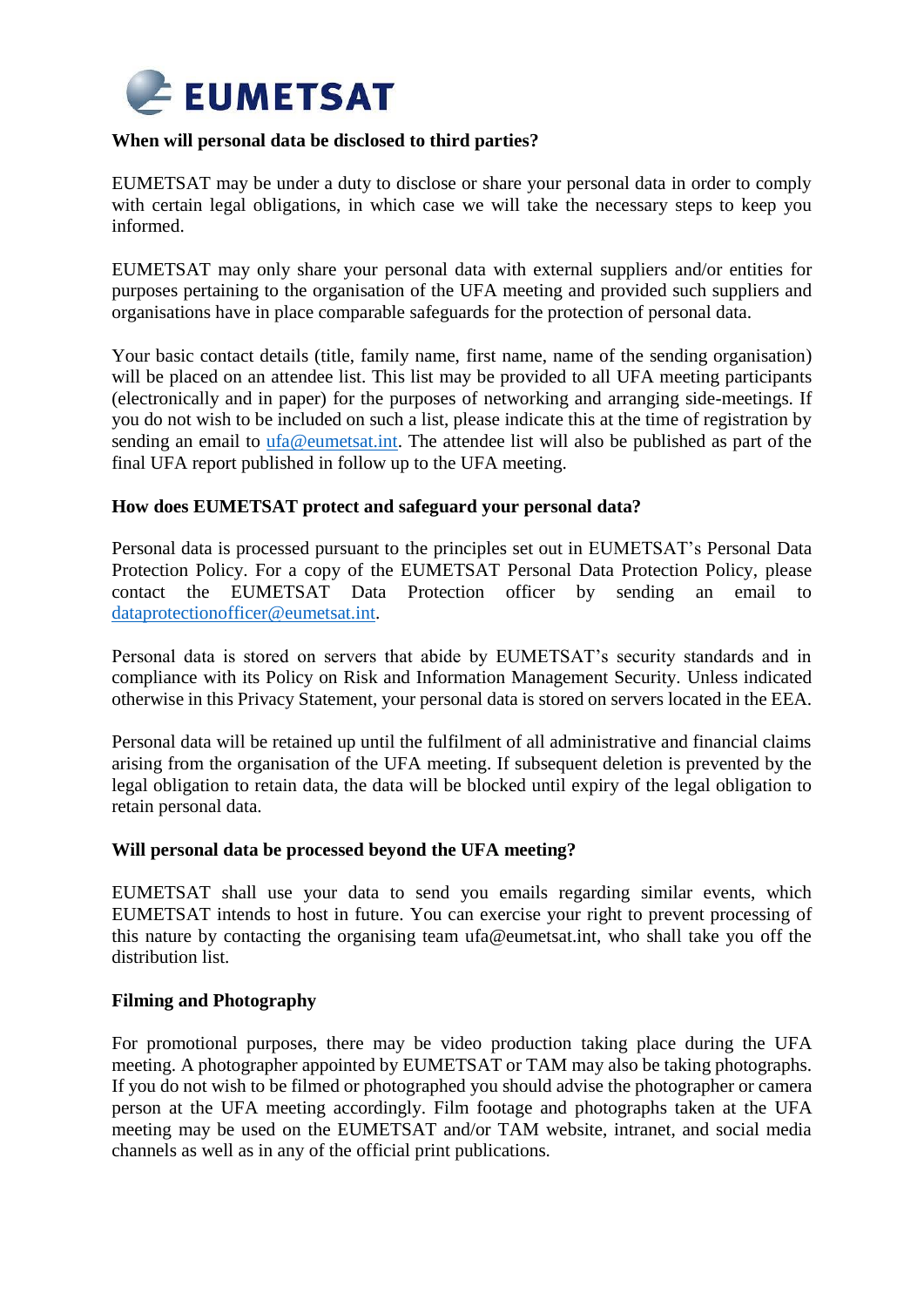### When will personal data be disclosed to third parties?

EUMETSAT may be under a duty to disclose or share your personal data in order to comply with certain legal obligations, in which case we will take the necessary steps to keep you informed.

EUMETSAT may only share your personal data with external suppliers and/or entities for purposes pertaining to the organisation of the UFA meeting and provided such suppliers and organisations have in place comparable safeguards for the protection of personal data.

Your basic contact details (title, family name, first name, name of the sending organisation) will be placed on an attendee list. This list may be provided to all UFA meeting participants (electronically and in paper) for the purposes of networking and arranging side-meetings. If you do not wish to be included on such a list, please indicate this at the time of registration by sending an email to ufa@eumetsat.int. The attendee list will also be published as part of the final UFA report published in follow up to the UFA meeting.

### How does EUMETSAT protect and safeguard your personal data?

Personal data is processed pursuant to the principles set out in EUMETSAT's Personal Data Protection Policy. For a copy of the EUMETSAT Personal Data Protection Policy, please contact the EUMETSAT Data Protection officer by sending an email to dataprotectionofficer@eumetsat.int.

Personal data is stored on servers that abide by EUMETSAT's security standards and in compliance with its Policy on Risk and Information Management Security. Unless indicated otherwise in this Privacy Statement, your personal data is stored on servers located in the EEA.

Personal data will be retained up until the fulfilment of all administrative and financial claims arising from the organisation of the UFA meeting. If subsequent deletion is prevented by the legal obligation to retain data, the data will be blocked until expiry of the legal obligation to retain personal data.

### Will personal data be processed beyond the UFA meeting?

EUMETSAT shall use your data to send you emails regarding similar events, which EUMETSAT intends to host in future. You can exercise your right to prevent processing of this nature by contacting the organising team ufa@eumetsat.int, who shall take you off the distribution list.

### Filming and Photography

For promotional purposes, there may be video production taking place during the UFA meeting. A photographer appointed by EUMETSAT or TAM may also be taking photographs. If you do not wish to be filmed or photographed you should advise the photographer or camera person at the UFA meeting accordingly. Film footage and photographs taken at the UFA meeting may be used on the EUMETSAT and/or TAM website, intranet, and social media channels as well as in any of the official print publications.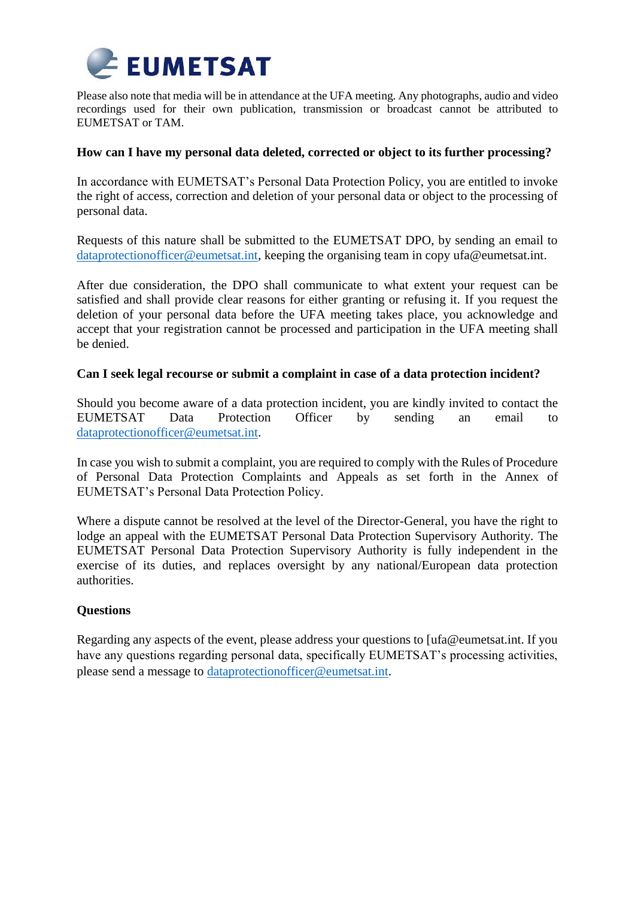Please also note that media will be in attendance at the UFA meeting. Any photographs, audio and video recordings used for their own publication, transmission or broadcast cannot be attributed to EUMETSAT or TAM.

**How can I have my personal data deleted, corrected or object to its further processing?**

In accordance with EUMETSAT's Personal Data Protection Policy, you are entitled to invoke the right of access, correction and deletion of your personal data or object to the processing of personal data.

Requests of this nature shall be submitted to the EUMETSAT DPO, by sending an email to dataprotectionofficer@eumetsat.int, keeping the organising team in copy ufa@eumetsat.int.

After due consideration, the DPO shall communicate to what extent your request can be satisfied and shall provide clear reasons for either granting or refusing it. If you request the deletion of your personal data before the UFA meeting takes place, you acknowledge and accept that your registration cannot be processed and participation in the UFA meeting shall be denied.

**Can I seek legal recourse or submit a complaint in case of a data protection incident?**

Should you become aware of a data protection incident, you are kindly invited to contact the EUMETSAT Data Protection Officer by sending an email to dataprotectionofficer@eumetsat.int.

In case you wish to submit a complaint, you are required to comply with the Rules of Procedure of Personal Data Protection Complaints and Appeals as set forth in the Annex of EUMETSAT's Personal Data Protection Policy.

Where a dispute cannot be resolved at the level of the Director-General, you have the right to lodge an appeal with the EUMETSAT Personal Data Protection Supervisory Authority. The EUMETSAT Personal Data Protection Supervisory Authority is fully independent in the exercise of its duties, and replaces oversight by any national/European data protection authorities.

**Questions**

Regarding any aspects of the event, please address your questions to [ufa@eumetsat.int. If you have any questions regarding personal data, specifically EUMETSAT's processing activities, please send a message to dataprotectionofficer@eumetsat.int.